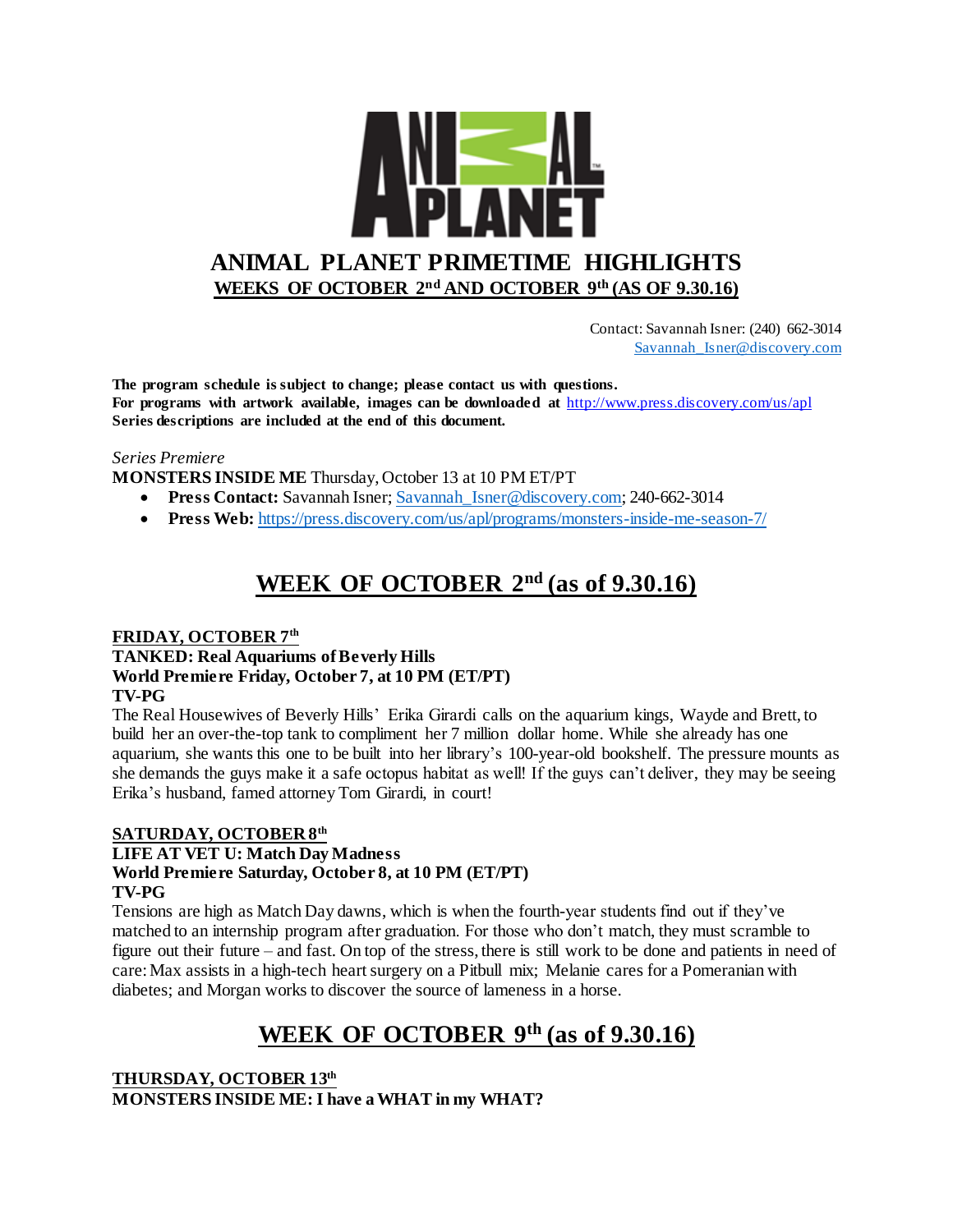# ANIMAL PLANET PRIMETIME HIGHLIGHTS

## WEEKS OF OCTOBER 2nd AND OCTOBER 9th (AS OF 9.30.16)

Contact: Savannah Isner: (240) 662-3014
Savannah_Isner@discovery.com

**The program schedule is subject to change; please contact us with questions.**
**For programs with artwork available, images can be downloaded at http://www.press.discovery.com/us/apl**
**Series descriptions are included at the end of this document.**

*Series Premiere*
**MONSTERS INSIDE ME** Thursday, October 13 at 10 PM ET/PT

- **Press Contact:** Savannah Isner; Savannah_Isner@discovery.com; 240-662-3014
- **Press Web:** https://press.discovery.com/us/apl/programs/monsters-inside-me-season-7/

## WEEK OF OCTOBER 2nd (as of 9.30.16)

### FRIDAY, OCTOBER 7th

**TANKED: Real Aquariums of Beverly Hills**
**World Premiere Friday, October 7, at 10 PM (ET/PT)**
**TV-PG**
The Real Housewives of Beverly Hills' Erika Girardi calls on the aquarium kings, Wayde and Brett, to build her an over-the-top tank to compliment her 7 million dollar home. While she already has one aquarium, she wants this one to be built into her library's 100-year-old bookshelf. The pressure mounts as she demands the guys make it a safe octopus habitat as well! If the guys can't deliver, they may be seeing Erika's husband, famed attorney Tom Girardi, in court!

### SATURDAY, OCTOBER 8th

**LIFE AT VET U: Match Day Madness**
**World Premiere Saturday, October 8, at 10 PM (ET/PT)**
**TV-PG**
Tensions are high as Match Day dawns, which is when the fourth-year students find out if they've matched to an internship program after graduation. For those who don't match, they must scramble to figure out their future – and fast. On top of the stress, there is still work to be done and patients in need of care: Max assists in a high-tech heart surgery on a Pitbull mix; Melanie cares for a Pomeranian with diabetes; and Morgan works to discover the source of lameness in a horse.

## WEEK OF OCTOBER 9th (as of 9.30.16)

### THURSDAY, OCTOBER 13th

**MONSTERS INSIDE ME: I have a WHAT in my WHAT?**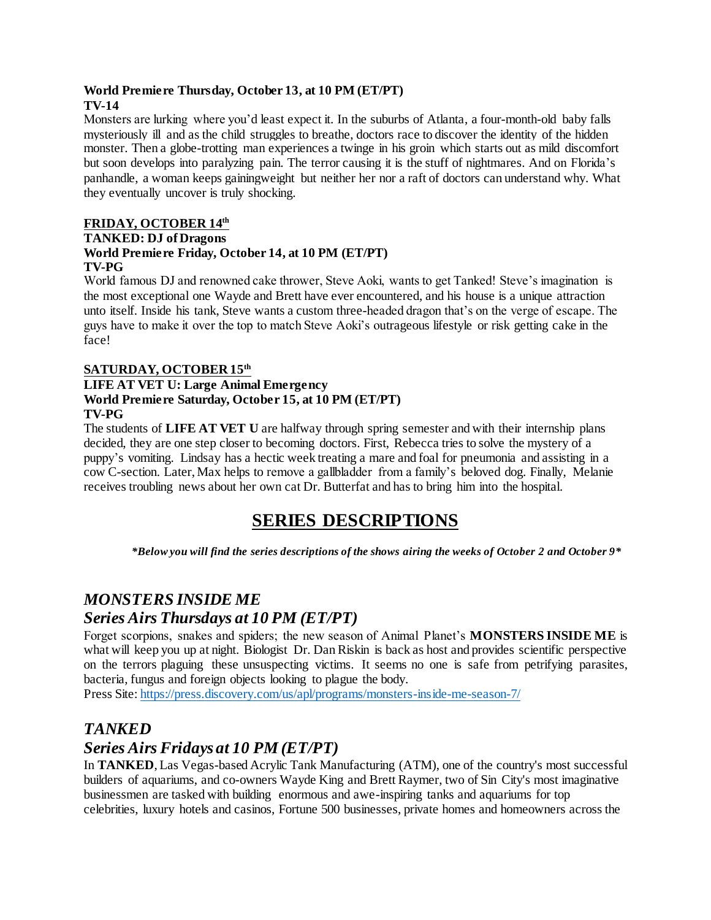**World Premiere Thursday, October 13, at 10 PM (ET/PT)**
**TV-14**

Monsters are lurking where you'd least expect it. In the suburbs of Atlanta, a four-month-old baby falls mysteriously ill and as the child struggles to breathe, doctors race to discover the identity of the hidden monster. Then a globe-trotting man experiences a twinge in his groin which starts out as mild discomfort but soon develops into paralyzing pain. The terror causing it is the stuff of nightmares. And on Florida's panhandle, a woman keeps gainingweight but neither her nor a raft of doctors can understand why. What they eventually uncover is truly shocking.

**FRIDAY, OCTOBER 14th**

**TANKED: DJ of Dragons**
**World Premiere Friday, October 14, at 10 PM (ET/PT)**
**TV-PG**

World famous DJ and renowned cake thrower, Steve Aoki, wants to get Tanked! Steve's imagination is the most exceptional one Wayde and Brett have ever encountered, and his house is a unique attraction unto itself. Inside his tank, Steve wants a custom three-headed dragon that's on the verge of escape. The guys have to make it over the top to match Steve Aoki's outrageous lifestyle or risk getting cake in the face!

**SATURDAY, OCTOBER 15th**

**LIFE AT VET U: Large Animal Emergency**
**World Premiere Saturday, October 15, at 10 PM (ET/PT)**
**TV-PG**

The students of **LIFE AT VET U** are halfway through spring semester and with their internship plans decided, they are one step closer to becoming doctors. First, Rebecca tries to solve the mystery of a puppy's vomiting. Lindsay has a hectic week treating a mare and foal for pneumonia and assisting in a cow C-section. Later, Max helps to remove a gallbladder from a family's beloved dog. Finally, Melanie receives troubling news about her own cat Dr. Butterfat and has to bring him into the hospital.

# SERIES DESCRIPTIONS

***Below you will find the series descriptions of the shows airing the weeks of October 2 and October 9***

## *MONSTERS INSIDE ME*
## *Series Airs Thursdays at 10 PM (ET/PT)*

Forget scorpions, snakes and spiders; the new season of Animal Planet's **MONSTERS INSIDE ME** is what will keep you up at night. Biologist Dr. Dan Riskin is back as host and provides scientific perspective on the terrors plaguing these unsuspecting victims. It seems no one is safe from petrifying parasites, bacteria, fungus and foreign objects looking to plague the body.

Press Site: https://press.discovery.com/us/apl/programs/monsters-inside-me-season-7/

## *TANKED*
## *Series Airs Fridays at 10 PM (ET/PT)*

In **TANKED**, Las Vegas-based Acrylic Tank Manufacturing (ATM), one of the country's most successful builders of aquariums, and co-owners Wayde King and Brett Raymer, two of Sin City's most imaginative businessmen are tasked with building enormous and awe-inspiring tanks and aquariums for top celebrities, luxury hotels and casinos, Fortune 500 businesses, private homes and homeowners across the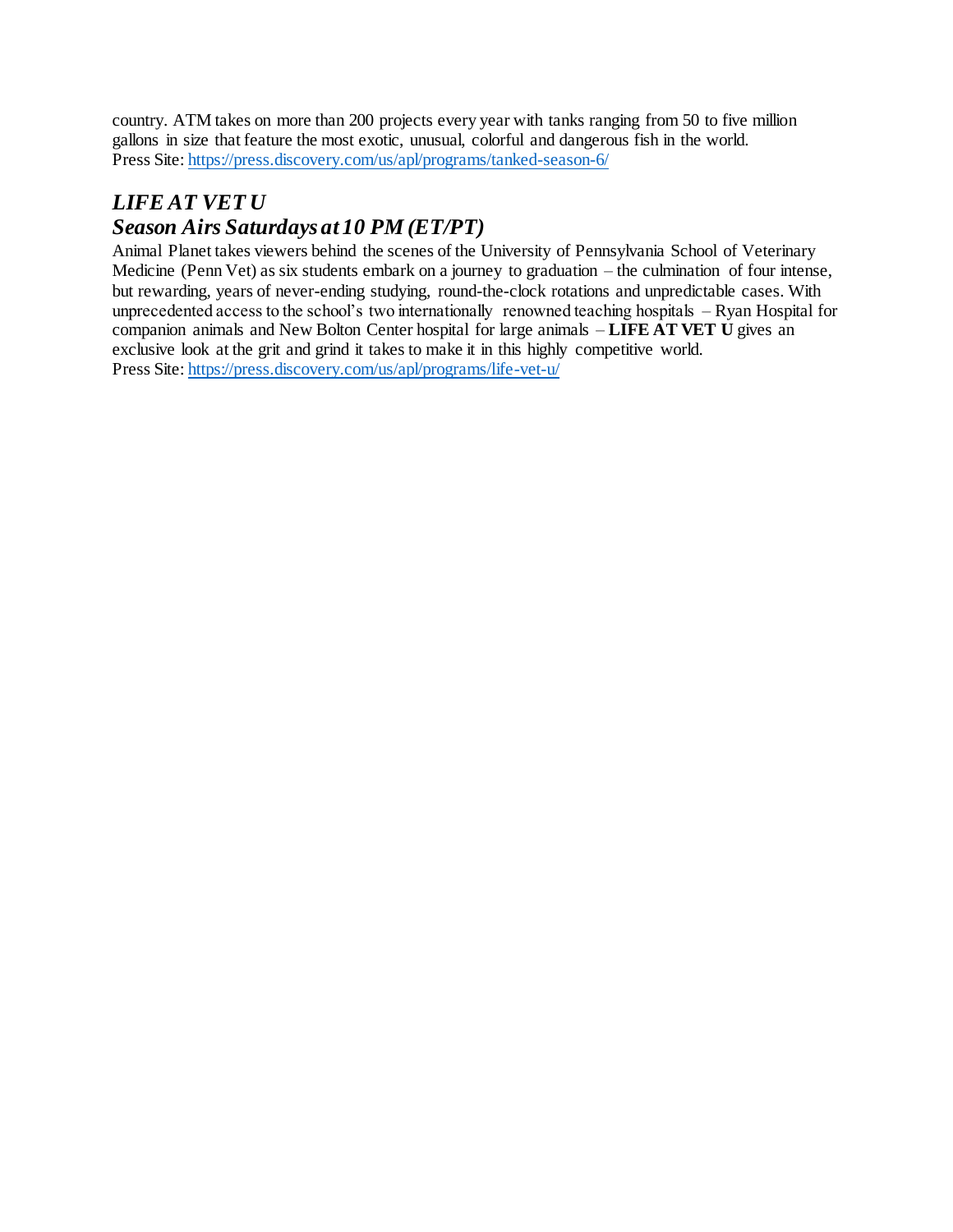country. ATM takes on more than 200 projects every year with tanks ranging from 50 to five million gallons in size that feature the most exotic, unusual, colorful and dangerous fish in the world.
Press Site: https://press.discovery.com/us/apl/programs/tanked-season-6/

## *LIFE AT VET U*
## *Season Airs Saturdays at 10 PM (ET/PT)*

Animal Planet takes viewers behind the scenes of the University of Pennsylvania School of Veterinary Medicine (Penn Vet) as six students embark on a journey to graduation – the culmination of four intense, but rewarding, years of never-ending studying, round-the-clock rotations and unpredictable cases. With unprecedented access to the school's two internationally renowned teaching hospitals – Ryan Hospital for companion animals and New Bolton Center hospital for large animals – **LIFE AT VET U** gives an exclusive look at the grit and grind it takes to make it in this highly competitive world.
Press Site: https://press.discovery.com/us/apl/programs/life-vet-u/